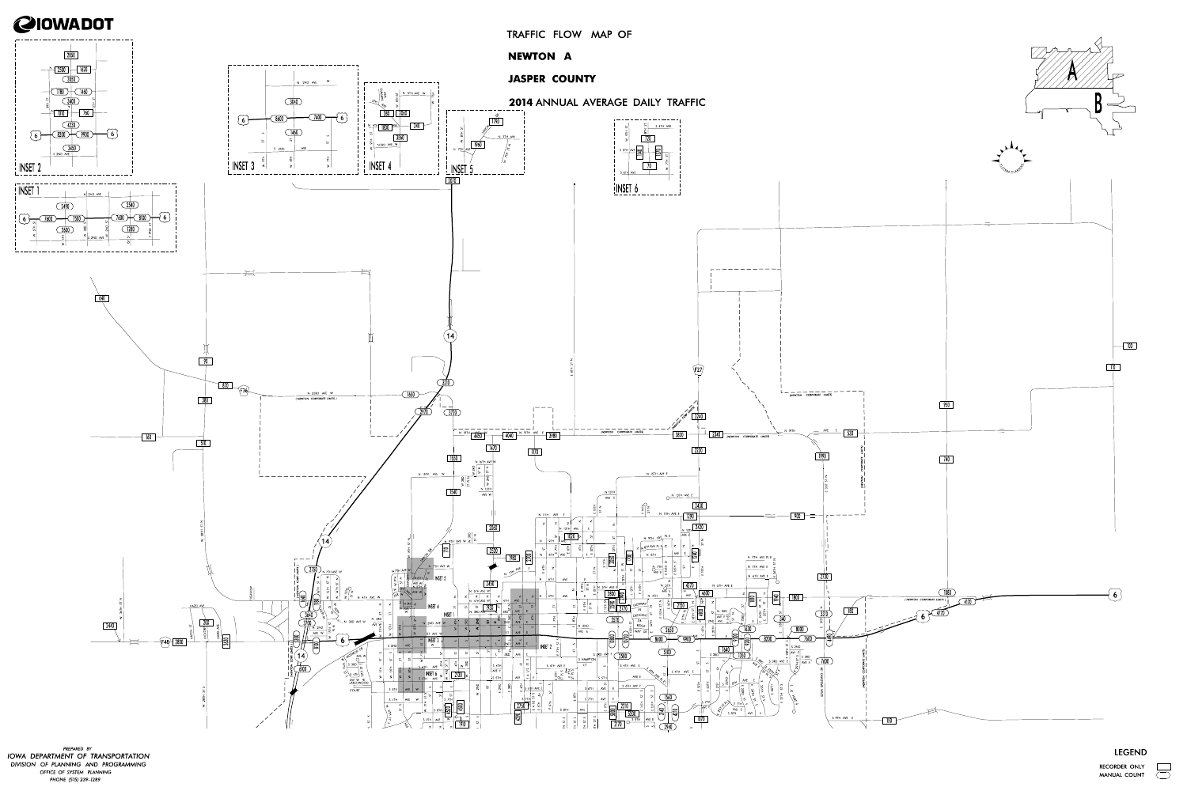# IOWADOT

TRAFFIC FLOW MAP OF

**NEWTON A**

**JASPER COUNTY**

**2014 ANNUAL AVERAGE DAILY TRAFFIC**

INSET 1

INSET 2

INSET 3

INSET 4

INSET 5

INSET 6

PREPARED BY
IOWA DEPARTMENT OF TRANSPORTATION
DIVISION OF PLANNING AND PROGRAMMING
OFFICE OF SYSTEM PLANNING
PHONE (515) 239-1289

LEGEND

RECORDER ONLY

MANUAL COUNT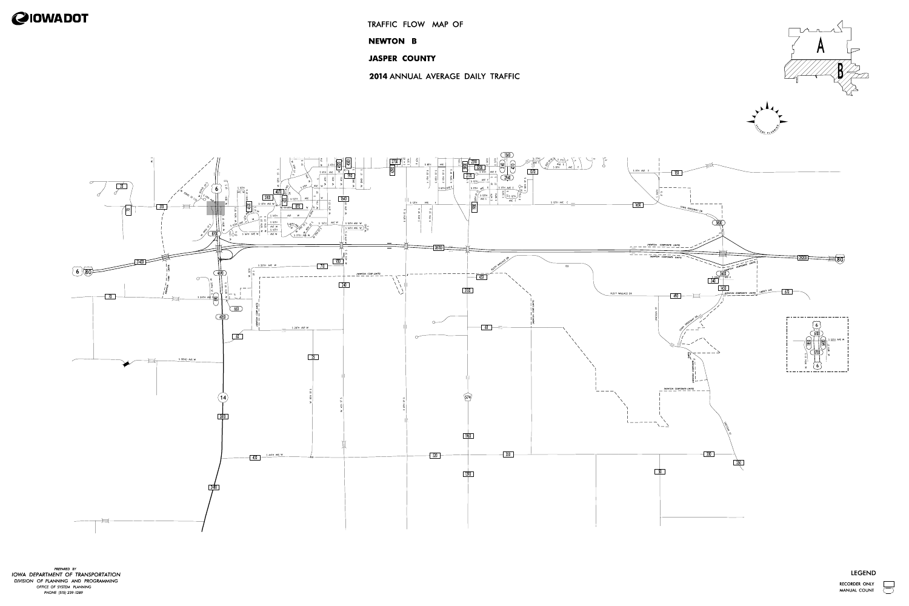IOWA DOT

TRAFFIC FLOW MAP OF

**NEWTON B**

**JASPER COUNTY**

**2014** ANNUAL AVERAGE DAILY TRAFFIC

A

B

PREPARED BY
IOWA DEPARTMENT OF TRANSPORTATION
DIVISION OF PLANNING AND PROGRAMMING
OFFICE OF SYSTEM PLANNING
PHONE (515) 239-1289

LEGEND

RECORDER ONLY

MANUAL COUNT